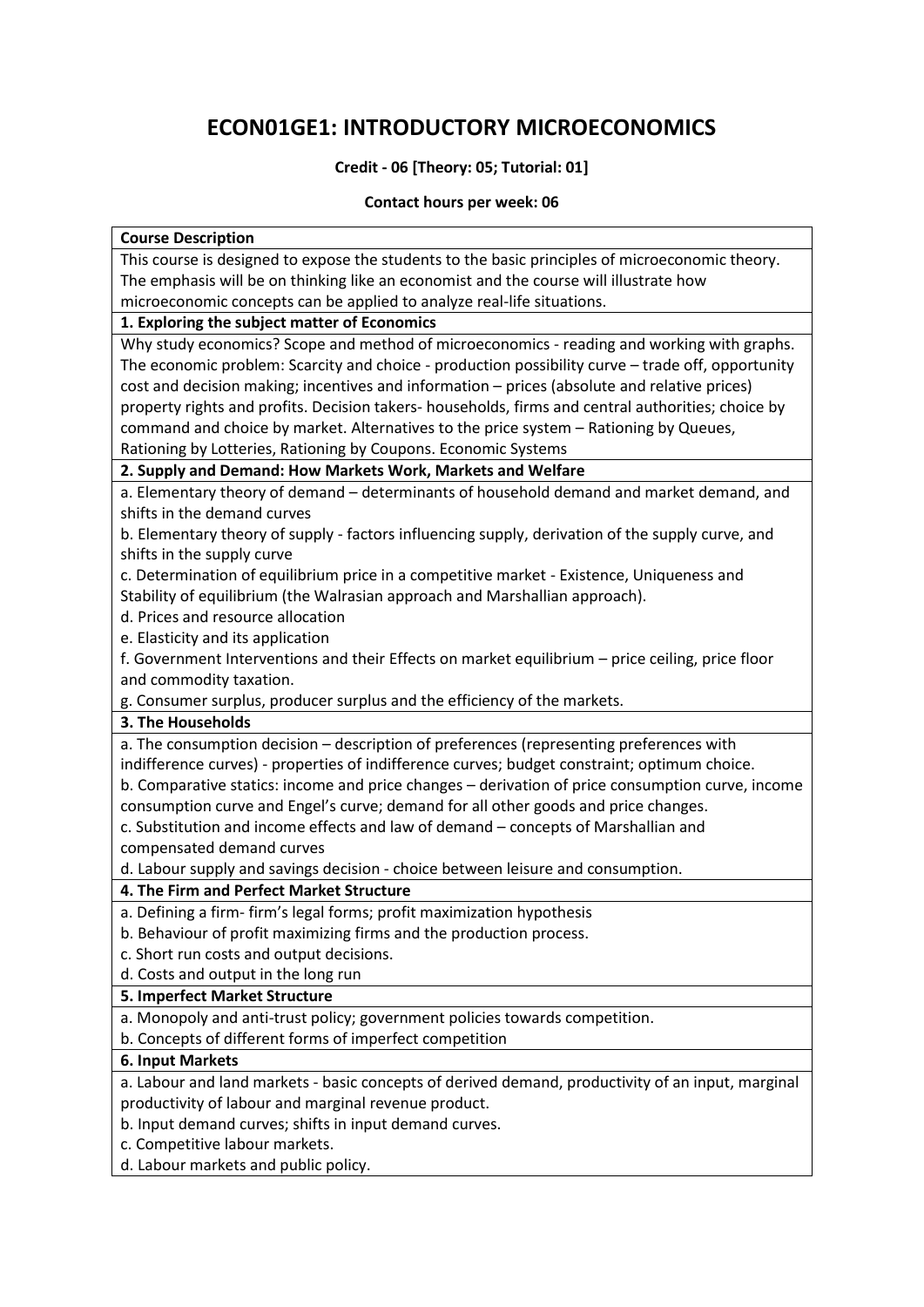# ECON01GE1: INTRODUCTORY MICROECONOMICS

**Credit - 06 [Theory: 05; Tutorial: 01]**

**Contact hours per week: 06**

**Course Description**

This course is designed to expose the students to the basic principles of microeconomic theory. The emphasis will be on thinking like an economist and the course will illustrate how microeconomic concepts can be applied to analyze real-life situations.

**1. Exploring the subject matter of Economics**

Why study economics? Scope and method of microeconomics - reading and working with graphs. The economic problem: Scarcity and choice - production possibility curve – trade off, opportunity cost and decision making; incentives and information – prices (absolute and relative prices) property rights and profits. Decision takers- households, firms and central authorities; choice by command and choice by market. Alternatives to the price system – Rationing by Queues, Rationing by Lotteries, Rationing by Coupons. Economic Systems

**2. Supply and Demand: How Markets Work, Markets and Welfare**

a. Elementary theory of demand – determinants of household demand and market demand, and shifts in the demand curves

b. Elementary theory of supply - factors influencing supply, derivation of the supply curve, and shifts in the supply curve

c. Determination of equilibrium price in a competitive market - Existence, Uniqueness and Stability of equilibrium (the Walrasian approach and Marshallian approach).

d. Prices and resource allocation

e. Elasticity and its application

f. Government Interventions and their Effects on market equilibrium – price ceiling, price floor and commodity taxation.

g. Consumer surplus, producer surplus and the efficiency of the markets.

**3. The Households**

a. The consumption decision – description of preferences (representing preferences with indifference curves) - properties of indifference curves; budget constraint; optimum choice.

b. Comparative statics: income and price changes – derivation of price consumption curve, income consumption curve and Engel's curve; demand for all other goods and price changes.

c. Substitution and income effects and law of demand – concepts of Marshallian and compensated demand curves

d. Labour supply and savings decision - choice between leisure and consumption.

**4. The Firm and Perfect Market Structure**

a. Defining a firm- firm's legal forms; profit maximization hypothesis

b. Behaviour of profit maximizing firms and the production process.

c. Short run costs and output decisions.

d. Costs and output in the long run

**5. Imperfect Market Structure**

a. Monopoly and anti-trust policy; government policies towards competition.

b. Concepts of different forms of imperfect competition

**6. Input Markets**

a. Labour and land markets - basic concepts of derived demand, productivity of an input, marginal productivity of labour and marginal revenue product.

b. Input demand curves; shifts in input demand curves.

c. Competitive labour markets.

d. Labour markets and public policy.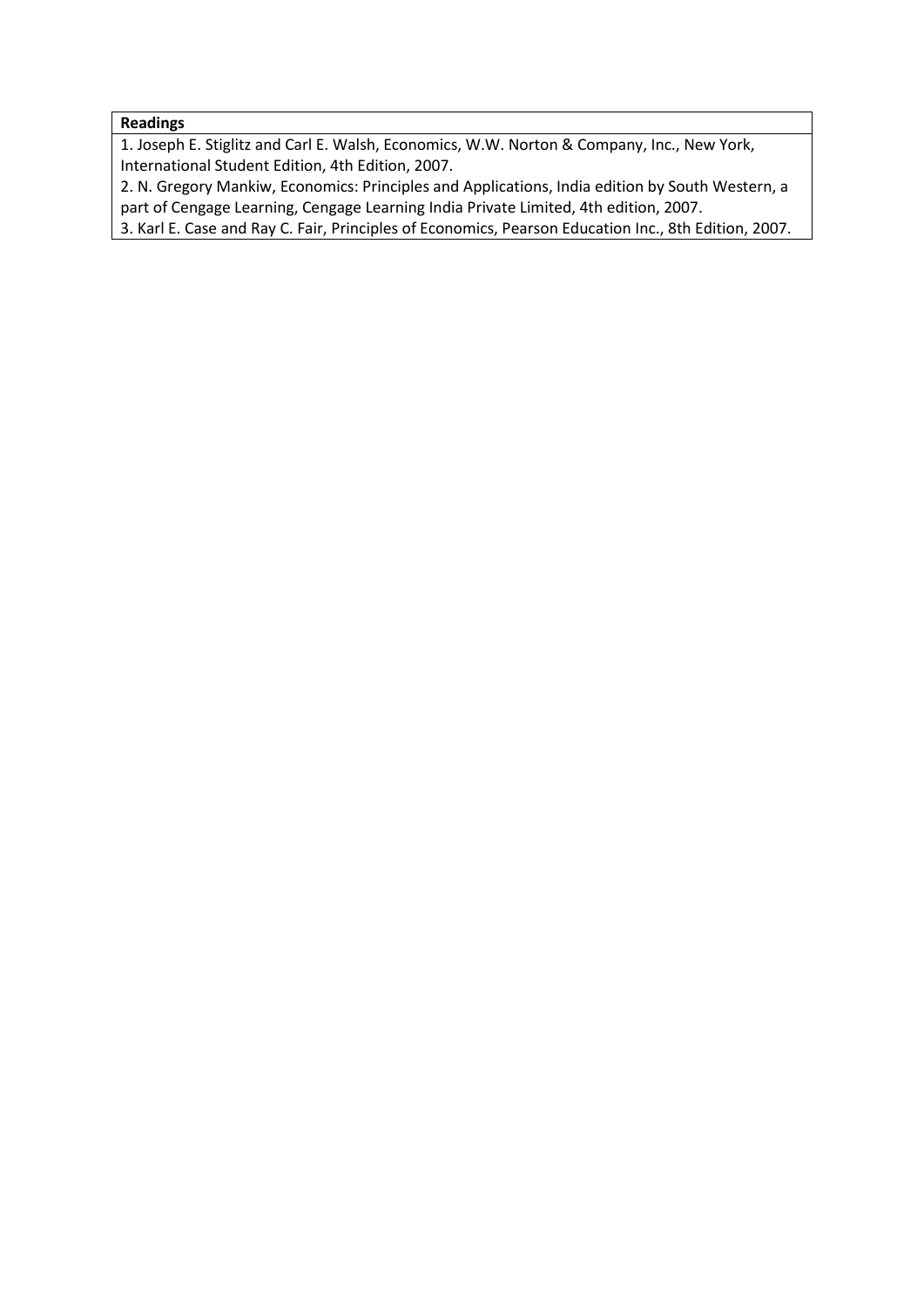**Readings**

1. Joseph E. Stiglitz and Carl E. Walsh, Economics, W.W. Norton & Company, Inc., New York, International Student Edition, 4th Edition, 2007.
2. N. Gregory Mankiw, Economics: Principles and Applications, India edition by South Western, a part of Cengage Learning, Cengage Learning India Private Limited, 4th edition, 2007.
3. Karl E. Case and Ray C. Fair, Principles of Economics, Pearson Education Inc., 8th Edition, 2007.